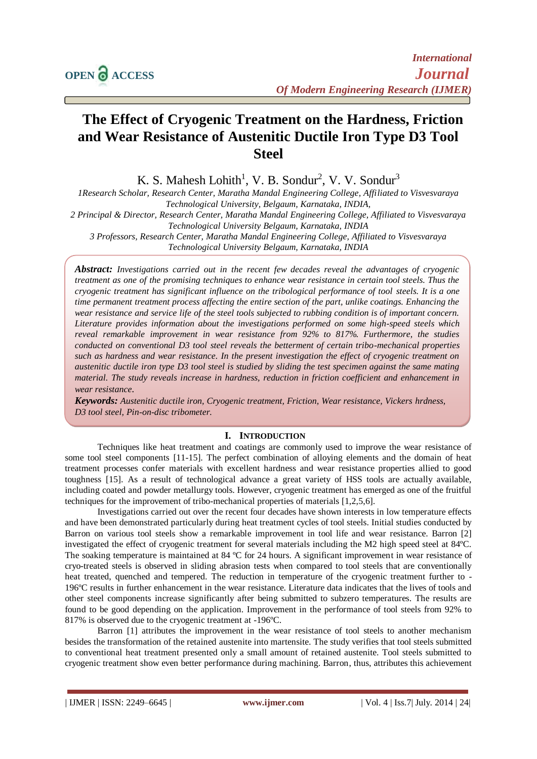# The Effect of Cryogenic Treatment on the Hardness, Friction and Wear Resistance of Austenitic Ductile Iron Type D3 Tool Steel

K. S. Mahesh Lohith[1], V. B. Sondur[2], V. V. Sondur[3]

*1Research Scholar, Research Center, Maratha Mandal Engineering College, Affiliated to Visvesvaraya Technological University, Belgaum, Karnataka, INDIA,*
*2 Principal & Director, Research Center, Maratha Mandal Engineering College, Affiliated to Visvesvaraya Technological University Belgaum, Karnataka, INDIA*
*3 Professors, Research Center, Maratha Mandal Engineering College, Affiliated to Visvesvaraya Technological University Belgaum, Karnataka, INDIA*

***Abstract:*** *Investigations carried out in the recent few decades reveal the advantages of cryogenic treatment as one of the promising techniques to enhance wear resistance in certain tool steels. Thus the cryogenic treatment has significant influence on the tribological performance of tool steels. It is a one time permanent treatment process affecting the entire section of the part, unlike coatings. Enhancing the wear resistance and service life of the steel tools subjected to rubbing condition is of important concern. Literature provides information about the investigations performed on some high-speed steels which reveal remarkable improvement in wear resistance from 92% to 817%. Furthermore, the studies conducted on conventional D3 tool steel reveals the betterment of certain tribo-mechanical properties such as hardness and wear resistance. In the present investigation the effect of cryogenic treatment on austenitic ductile iron type D3 tool steel is studied by sliding the test specimen against the same mating material. The study reveals increase in hardness, reduction in friction coefficient and enhancement in wear resistance.*

***Keywords:*** *Austenitic ductile iron, Cryogenic treatment, Friction, Wear resistance, Vickers hrdness, D3 tool steel, Pin-on-disc tribometer.*

## I. Introduction

Techniques like heat treatment and coatings are commonly used to improve the wear resistance of some tool steel components [11-15]. The perfect combination of alloying elements and the domain of heat treatment processes confer materials with excellent hardness and wear resistance properties allied to good toughness [15]. As a result of technological advance a great variety of HSS tools are actually available, including coated and powder metallurgy tools. However, cryogenic treatment has emerged as one of the fruitful techniques for the improvement of tribo-mechanical properties of materials [1,2,5,6].

Investigations carried out over the recent four decades have shown interests in low temperature effects and have been demonstrated particularly during heat treatment cycles of tool steels. Initial studies conducted by Barron on various tool steels show a remarkable improvement in tool life and wear resistance. Barron [2] investigated the effect of cryogenic treatment for several materials including the M2 high speed steel at 84ºC. The soaking temperature is maintained at 84 ºC for 24 hours. A significant improvement in wear resistance of cryo-treated steels is observed in sliding abrasion tests when compared to tool steels that are conventionally heat treated, quenched and tempered. The reduction in temperature of the cryogenic treatment further to -196ºC results in further enhancement in the wear resistance. Literature data indicates that the lives of tools and other steel components increase significantly after being submitted to subzero temperatures. The results are found to be good depending on the application. Improvement in the performance of tool steels from 92% to 817% is observed due to the cryogenic treatment at -196ºC.

Barron [1] attributes the improvement in the wear resistance of tool steels to another mechanism besides the transformation of the retained austenite into martensite. The study verifies that tool steels submitted to conventional heat treatment presented only a small amount of retained austenite. Tool steels submitted to cryogenic treatment show even better performance during machining. Barron, thus, attributes this achievement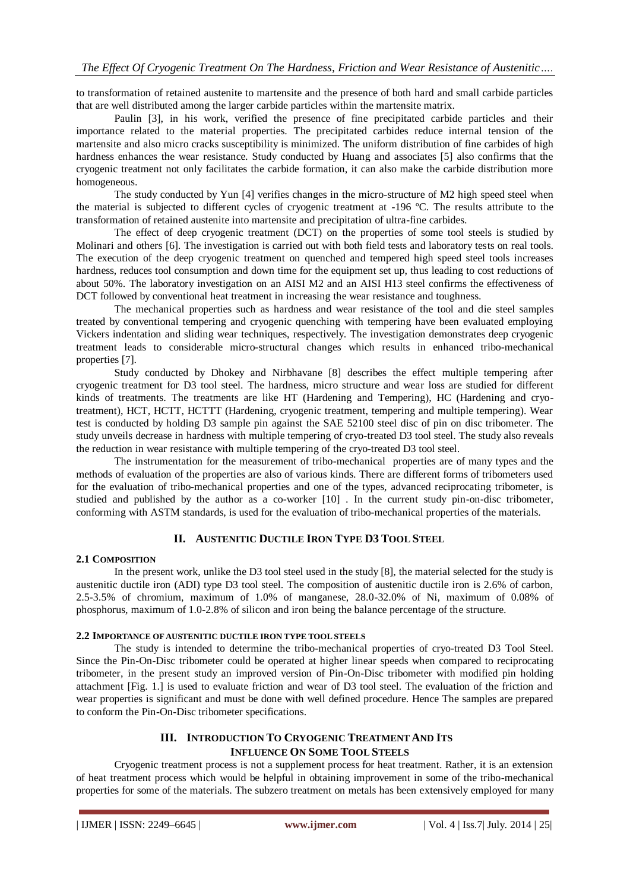to transformation of retained austenite to martensite and the presence of both hard and small carbide particles that are well distributed among the larger carbide particles within the martensite matrix.

Paulin [3], in his work, verified the presence of fine precipitated carbide particles and their importance related to the material properties. The precipitated carbides reduce internal tension of the martensite and also micro cracks susceptibility is minimized. The uniform distribution of fine carbides of high hardness enhances the wear resistance. Study conducted by Huang and associates [5] also confirms that the cryogenic treatment not only facilitates the carbide formation, it can also make the carbide distribution more homogeneous.

The study conducted by Yun [4] verifies changes in the micro-structure of M2 high speed steel when the material is subjected to different cycles of cryogenic treatment at -196 ºC. The results attribute to the transformation of retained austenite into martensite and precipitation of ultra-fine carbides.

The effect of deep cryogenic treatment (DCT) on the properties of some tool steels is studied by Molinari and others [6]. The investigation is carried out with both field tests and laboratory tests on real tools. The execution of the deep cryogenic treatment on quenched and tempered high speed steel tools increases hardness, reduces tool consumption and down time for the equipment set up, thus leading to cost reductions of about 50%. The laboratory investigation on an AISI M2 and an AISI H13 steel confirms the effectiveness of DCT followed by conventional heat treatment in increasing the wear resistance and toughness.

The mechanical properties such as hardness and wear resistance of the tool and die steel samples treated by conventional tempering and cryogenic quenching with tempering have been evaluated employing Vickers indentation and sliding wear techniques, respectively. The investigation demonstrates deep cryogenic treatment leads to considerable micro-structural changes which results in enhanced tribo-mechanical properties [7].

Study conducted by Dhokey and Nirbhavane [8] describes the effect multiple tempering after cryogenic treatment for D3 tool steel. The hardness, micro structure and wear loss are studied for different kinds of treatments. The treatments are like HT (Hardening and Tempering), HC (Hardening and cryo-treatment), HCT, HCTT, HCTTT (Hardening, cryogenic treatment, tempering and multiple tempering). Wear test is conducted by holding D3 sample pin against the SAE 52100 steel disc of pin on disc tribometer. The study unveils decrease in hardness with multiple tempering of cryo-treated D3 tool steel. The study also reveals the reduction in wear resistance with multiple tempering of the cryo-treated D3 tool steel.

The instrumentation for the measurement of tribo-mechanical properties are of many types and the methods of evaluation of the properties are also of various kinds. There are different forms of tribometers used for the evaluation of tribo-mechanical properties and one of the types, advanced reciprocating tribometer, is studied and published by the author as a co-worker [10] . In the current study pin-on-disc tribometer, conforming with ASTM standards, is used for the evaluation of tribo-mechanical properties of the materials.

## II. Austenitic Ductile Iron Type D3 Tool Steel

### 2.1 Composition

In the present work, unlike the D3 tool steel used in the study [8], the material selected for the study is austenitic ductile iron (ADI) type D3 tool steel. The composition of austenitic ductile iron is 2.6% of carbon, 2.5-3.5% of chromium, maximum of 1.0% of manganese, 28.0-32.0% of Ni, maximum of 0.08% of phosphorus, maximum of 1.0-2.8% of silicon and iron being the balance percentage of the structure.

### 2.2 Importance of Austenitic Ductile Iron Type Tool Steels

The study is intended to determine the tribo-mechanical properties of cryo-treated D3 Tool Steel. Since the Pin-On-Disc tribometer could be operated at higher linear speeds when compared to reciprocating tribometer, in the present study an improved version of Pin-On-Disc tribometer with modified pin holding attachment [Fig. 1.] is used to evaluate friction and wear of D3 tool steel. The evaluation of the friction and wear properties is significant and must be done with well defined procedure. Hence The samples are prepared to conform the Pin-On-Disc tribometer specifications.

## III. Introduction To Cryogenic Treatment And Its Influence On Some Tool Steels

Cryogenic treatment process is not a supplement process for heat treatment. Rather, it is an extension of heat treatment process which would be helpful in obtaining improvement in some of the tribo-mechanical properties for some of the materials. The subzero treatment on metals has been extensively employed for many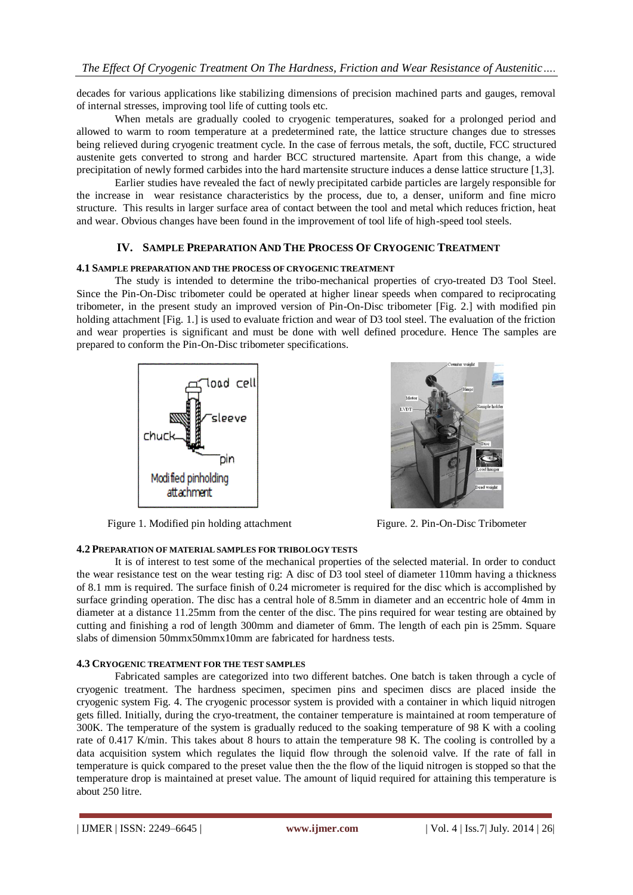decades for various applications like stabilizing dimensions of precision machined parts and gauges, removal of internal stresses, improving tool life of cutting tools etc.

When metals are gradually cooled to cryogenic temperatures, soaked for a prolonged period and allowed to warm to room temperature at a predetermined rate, the lattice structure changes due to stresses being relieved during cryogenic treatment cycle. In the case of ferrous metals, the soft, ductile, FCC structured austenite gets converted to strong and harder BCC structured martensite. Apart from this change, a wide precipitation of newly formed carbides into the hard martensite structure induces a dense lattice structure [1,3].

Earlier studies have revealed the fact of newly precipitated carbide particles are largely responsible for the increase in wear resistance characteristics by the process, due to, a denser, uniform and fine micro structure. This results in larger surface area of contact between the tool and metal which reduces friction, heat and wear. Obvious changes have been found in the improvement of tool life of high-speed tool steels.

## IV. Sample Preparation And The Process Of Cryogenic Treatment

### 4.1 Sample preparation and the process of cryogenic treatment

The study is intended to determine the tribo-mechanical properties of cryo-treated D3 Tool Steel. Since the Pin-On-Disc tribometer could be operated at higher linear speeds when compared to reciprocating tribometer, in the present study an improved version of Pin-On-Disc tribometer [Fig. 2.] with modified pin holding attachment [Fig. 1.] is used to evaluate friction and wear of D3 tool steel. The evaluation of the friction and wear properties is significant and must be done with well defined procedure. Hence The samples are prepared to conform the Pin-On-Disc tribometer specifications.

Figure 1. Modified pin holding attachment

Figure. 2. Pin-On-Disc Tribometer

### 4.2 Preparation of material samples for tribology tests

It is of interest to test some of the mechanical properties of the selected material. In order to conduct the wear resistance test on the wear testing rig: A disc of D3 tool steel of diameter 110mm having a thickness of 8.1 mm is required. The surface finish of 0.24 micrometer is required for the disc which is accomplished by surface grinding operation. The disc has a central hole of 8.5mm in diameter and an eccentric hole of 4mm in diameter at a distance 11.25mm from the center of the disc. The pins required for wear testing are obtained by cutting and finishing a rod of length 300mm and diameter of 6mm. The length of each pin is 25mm. Square slabs of dimension 50mmx50mmx10mm are fabricated for hardness tests.

### 4.3 Cryogenic treatment for the test samples

Fabricated samples are categorized into two different batches. One batch is taken through a cycle of cryogenic treatment. The hardness specimen, specimen pins and specimen discs are placed inside the cryogenic system Fig. 4. The cryogenic processor system is provided with a container in which liquid nitrogen gets filled. Initially, during the cryo-treatment, the container temperature is maintained at room temperature of 300K. The temperature of the system is gradually reduced to the soaking temperature of 98 K with a cooling rate of 0.417 K/min. This takes about 8 hours to attain the temperature 98 K. The cooling is controlled by a data acquisition system which regulates the liquid flow through the solenoid valve. If the rate of fall in temperature is quick compared to the preset value then the the flow of the liquid nitrogen is stopped so that the temperature drop is maintained at preset value. The amount of liquid required for attaining this temperature is about 250 litre.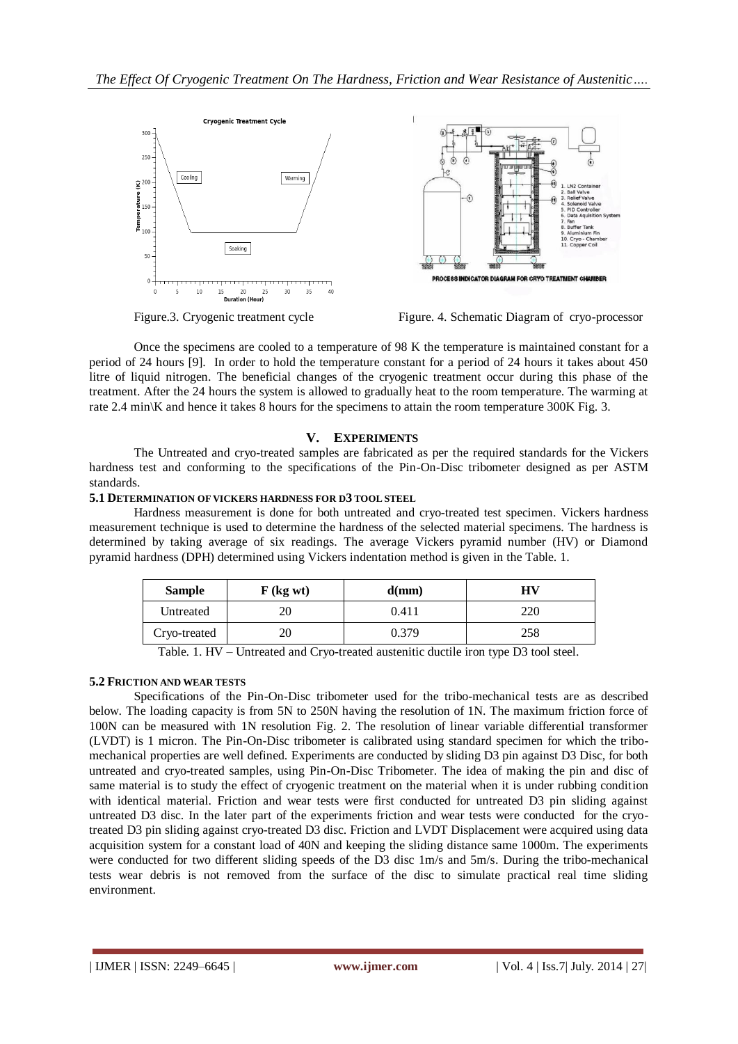Figure.3. Cryogenic treatment cycle

Figure. 4. Schematic Diagram of cryo-processor

Once the specimens are cooled to a temperature of 98 K the temperature is maintained constant for a period of 24 hours [9]. In order to hold the temperature constant for a period of 24 hours it takes about 450 litre of liquid nitrogen. The beneficial changes of the cryogenic treatment occur during this phase of the treatment. After the 24 hours the system is allowed to gradually heat to the room temperature. The warming at rate 2.4 min\K and hence it takes 8 hours for the specimens to attain the room temperature 300K Fig. 3.

## V. EXPERIMENTS

The Untreated and cryo-treated samples are fabricated as per the required standards for the Vickers hardness test and conforming to the specifications of the Pin-On-Disc tribometer designed as per ASTM standards.

### 5.1 DETERMINATION OF VICKERS HARDNESS FOR D3 TOOL STEEL

Hardness measurement is done for both untreated and cryo-treated test specimen. Vickers hardness measurement technique is used to determine the hardness of the selected material specimens. The hardness is determined by taking average of six readings. The average Vickers pyramid number (HV) or Diamond pyramid hardness (DPH) determined using Vickers indentation method is given in the Table. 1.

| Sample | F (kg wt) | d(mm) | HV |
|---|---|---|---|
| Untreated | 20 | 0.411 | 220 |
| Cryo-treated | 20 | 0.379 | 258 |

Table. 1. HV – Untreated and Cryo-treated austenitic ductile iron type D3 tool steel.

### 5.2 FRICTION AND WEAR TESTS

Specifications of the Pin-On-Disc tribometer used for the tribo-mechanical tests are as described below. The loading capacity is from 5N to 250N having the resolution of 1N. The maximum friction force of 100N can be measured with 1N resolution Fig. 2. The resolution of linear variable differential transformer (LVDT) is 1 micron. The Pin-On-Disc tribometer is calibrated using standard specimen for which the tribo-mechanical properties are well defined. Experiments are conducted by sliding D3 pin against D3 Disc, for both untreated and cryo-treated samples, using Pin-On-Disc Tribometer. The idea of making the pin and disc of same material is to study the effect of cryogenic treatment on the material when it is under rubbing condition with identical material. Friction and wear tests were first conducted for untreated D3 pin sliding against untreated D3 disc. In the later part of the experiments friction and wear tests were conducted for the cryo-treated D3 pin sliding against cryo-treated D3 disc. Friction and LVDT Displacement were acquired using data acquisition system for a constant load of 40N and keeping the sliding distance same 1000m. The experiments were conducted for two different sliding speeds of the D3 disc 1m/s and 5m/s. During the tribo-mechanical tests wear debris is not removed from the surface of the disc to simulate practical real time sliding environment.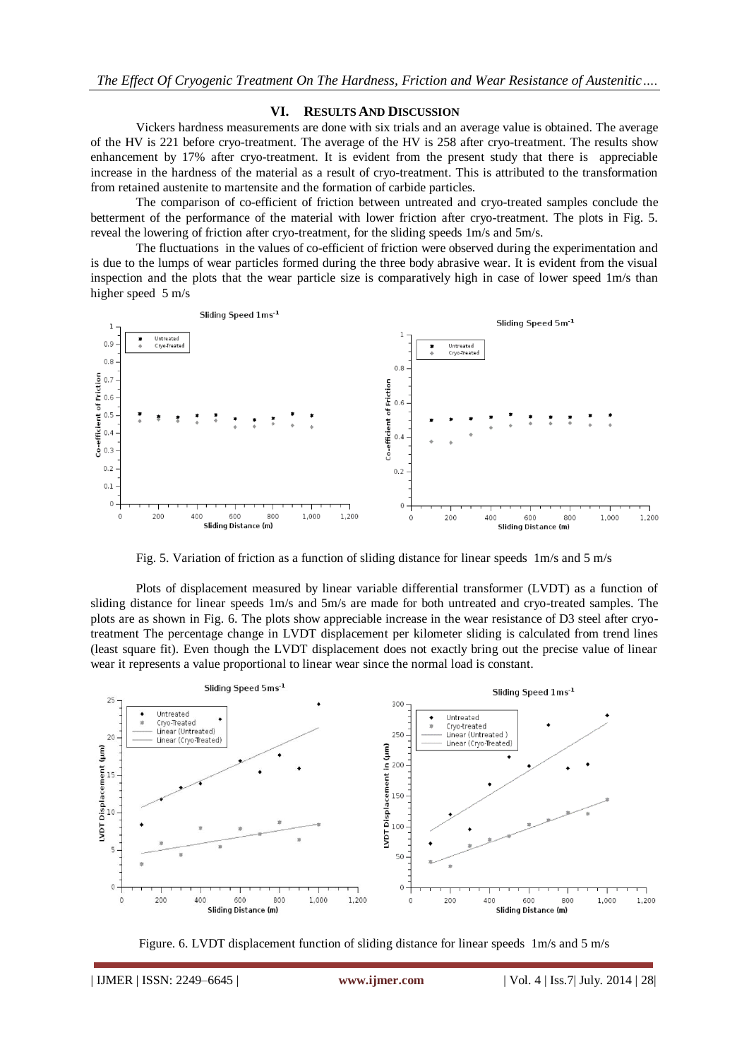## VI. Results And Discussion

Vickers hardness measurements are done with six trials and an average value is obtained. The average of the HV is 221 before cryo-treatment. The average of the HV is 258 after cryo-treatment. The results show enhancement by 17% after cryo-treatment. It is evident from the present study that there is appreciable increase in the hardness of the material as a result of cryo-treatment. This is attributed to the transformation from retained austenite to martensite and the formation of carbide particles.

The comparison of co-efficient of friction between untreated and cryo-treated samples conclude the betterment of the performance of the material with lower friction after cryo-treatment. The plots in Fig. 5. reveal the lowering of friction after cryo-treatment, for the sliding speeds 1m/s and 5m/s.

The fluctuations in the values of co-efficient of friction were observed during the experimentation and is due to the lumps of wear particles formed during the three body abrasive wear. It is evident from the visual inspection and the plots that the wear particle size is comparatively high in case of lower speed 1m/s than higher speed 5 m/s

Fig. 5. Variation of friction as a function of sliding distance for linear speeds 1m/s and 5 m/s

Plots of displacement measured by linear variable differential transformer (LVDT) as a function of sliding distance for linear speeds 1m/s and 5m/s are made for both untreated and cryo-treated samples. The plots are as shown in Fig. 6. The plots show appreciable increase in the wear resistance of D3 steel after cryo-treatment The percentage change in LVDT displacement per kilometer sliding is calculated from trend lines (least square fit). Even though the LVDT displacement does not exactly bring out the precise value of linear wear it represents a value proportional to linear wear since the normal load is constant.

Figure. 6. LVDT displacement function of sliding distance for linear speeds 1m/s and 5 m/s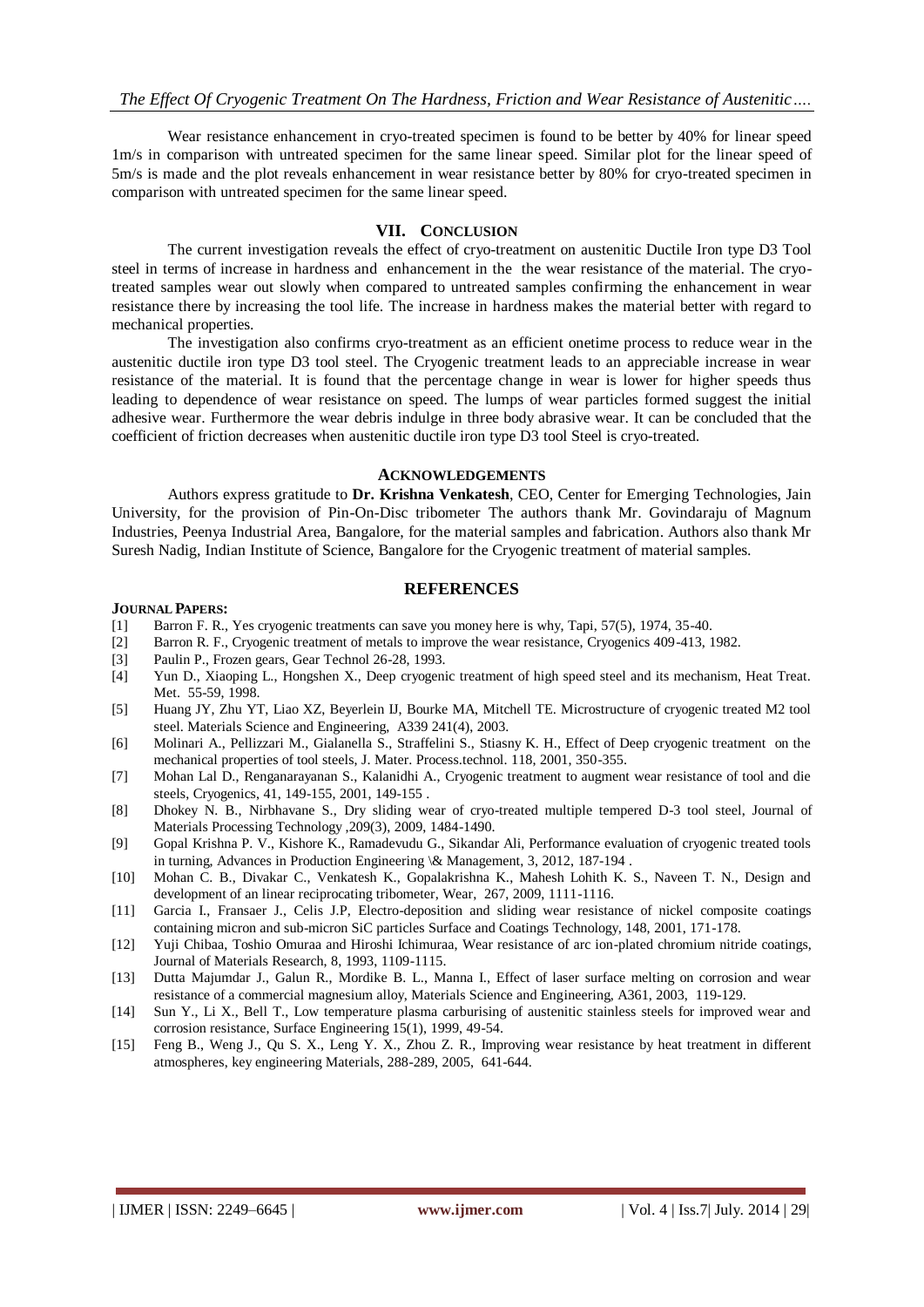Wear resistance enhancement in cryo-treated specimen is found to be better by 40% for linear speed 1m/s in comparison with untreated specimen for the same linear speed. Similar plot for the linear speed of 5m/s is made and the plot reveals enhancement in wear resistance better by 80% for cryo-treated specimen in comparison with untreated specimen for the same linear speed.

## VII. CONCLUSION

The current investigation reveals the effect of cryo-treatment on austenitic Ductile Iron type D3 Tool steel in terms of increase in hardness and enhancement in the the wear resistance of the material. The cryo-treated samples wear out slowly when compared to untreated samples confirming the enhancement in wear resistance there by increasing the tool life. The increase in hardness makes the material better with regard to mechanical properties.

The investigation also confirms cryo-treatment as an efficient onetime process to reduce wear in the austenitic ductile iron type D3 tool steel. The Cryogenic treatment leads to an appreciable increase in wear resistance of the material. It is found that the percentage change in wear is lower for higher speeds thus leading to dependence of wear resistance on speed. The lumps of wear particles formed suggest the initial adhesive wear. Furthermore the wear debris indulge in three body abrasive wear. It can be concluded that the coefficient of friction decreases when austenitic ductile iron type D3 tool Steel is cryo-treated.

## ACKNOWLEDGEMENTS

Authors express gratitude to **Dr. Krishna Venkatesh**, CEO, Center for Emerging Technologies, Jain University, for the provision of Pin-On-Disc tribometer The authors thank Mr. Govindaraju of Magnum Industries, Peenya Industrial Area, Bangalore, for the material samples and fabrication. Authors also thank Mr Suresh Nadig, Indian Institute of Science, Bangalore for the Cryogenic treatment of material samples.

## REFERENCES

**JOURNAL PAPERS:**

[1] Barron F. R., Yes cryogenic treatments can save you money here is why, Tapi, 57(5), 1974, 35-40.
[2] Barron R. F., Cryogenic treatment of metals to improve the wear resistance, Cryogenics 409-413, 1982.
[3] Paulin P., Frozen gears, Gear Technol 26-28, 1993.
[4] Yun D., Xiaoping L., Hongshen X., Deep cryogenic treatment of high speed steel and its mechanism, Heat Treat. Met. 55-59, 1998.
[5] Huang JY, Zhu YT, Liao XZ, Beyerlein IJ, Bourke MA, Mitchell TE. Microstructure of cryogenic treated M2 tool steel. Materials Science and Engineering, A339 241(4), 2003.
[6] Molinari A., Pellizzari M., Gialanella S., Straffelini S., Stiasny K. H., Effect of Deep cryogenic treatment on the mechanical properties of tool steels, J. Mater. Process.technol. 118, 2001, 350-355.
[7] Mohan Lal D., Renganarayanan S., Kalanidhi A., Cryogenic treatment to augment wear resistance of tool and die steels, Cryogenics, 41, 149-155, 2001, 149-155 .
[8] Dhokey N. B., Nirbhavane S., Dry sliding wear of cryo-treated multiple tempered D-3 tool steel, Journal of Materials Processing Technology ,209(3), 2009, 1484-1490.
[9] Gopal Krishna P. V., Kishore K., Ramadevudu G., Sikandar Ali, Performance evaluation of cryogenic treated tools in turning, Advances in Production Engineering \& Management, 3, 2012, 187-194 .
[10] Mohan C. B., Divakar C., Venkatesh K., Gopalakrishna K., Mahesh Lohith K. S., Naveen T. N., Design and development of an linear reciprocating tribometer, Wear, 267, 2009, 1111-1116.
[11] Garcia I., Fransaer J., Celis J.P, Electro-deposition and sliding wear resistance of nickel composite coatings containing micron and sub-micron SiC particles Surface and Coatings Technology, 148, 2001, 171-178.
[12] Yuji Chibaa, Toshio Omuraa and Hiroshi Ichimuraa, Wear resistance of arc ion-plated chromium nitride coatings, Journal of Materials Research, 8, 1993, 1109-1115.
[13] Dutta Majumdar J., Galun R., Mordike B. L., Manna I., Effect of laser surface melting on corrosion and wear resistance of a commercial magnesium alloy, Materials Science and Engineering, A361, 2003, 119-129.
[14] Sun Y., Li X., Bell T., Low temperature plasma carburising of austenitic stainless steels for improved wear and corrosion resistance, Surface Engineering 15(1), 1999, 49-54.
[15] Feng B., Weng J., Qu S. X., Leng Y. X., Zhou Z. R., Improving wear resistance by heat treatment in different atmospheres, key engineering Materials, 288-289, 2005, 641-644.